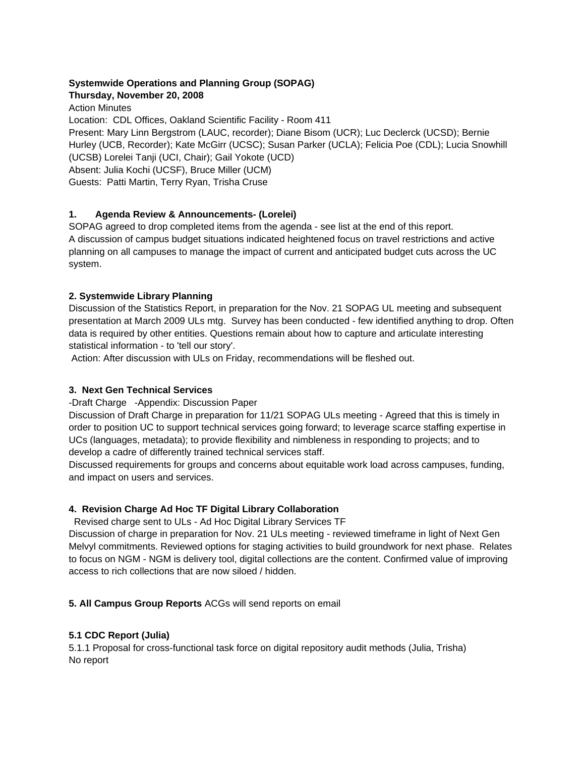**Systemwide Operations and Planning Group (SOPAG)**
**Thursday, November 20, 2008**

Action Minutes
Location: CDL Offices, Oakland Scientific Facility - Room 411
Present: Mary Linn Bergstrom (LAUC, recorder); Diane Bisom (UCR); Luc Declerck (UCSD); Bernie Hurley (UCB, Recorder); Kate McGirr (UCSC); Susan Parker (UCLA); Felicia Poe (CDL); Lucia Snowhill (UCSB) Lorelei Tanji (UCI, Chair); Gail Yokote (UCD)
Absent: Julia Kochi (UCSF), Bruce Miller (UCM)
Guests: Patti Martin, Terry Ryan, Trisha Cruse

**1. Agenda Review & Announcements- (Lorelei)**

SOPAG agreed to drop completed items from the agenda - see list at the end of this report.
A discussion of campus budget situations indicated heightened focus on travel restrictions and active planning on all campuses to manage the impact of current and anticipated budget cuts across the UC system.

**2. Systemwide Library Planning**

Discussion of the Statistics Report, in preparation for the Nov. 21 SOPAG UL meeting and subsequent presentation at March 2009 ULs mtg. Survey has been conducted - few identified anything to drop. Often data is required by other entities. Questions remain about how to capture and articulate interesting statistical information - to 'tell our story'.
Action: After discussion with ULs on Friday, recommendations will be fleshed out.

**3. Next Gen Technical Services**

-Draft Charge -Appendix: Discussion Paper
Discussion of Draft Charge in preparation for 11/21 SOPAG ULs meeting - Agreed that this is timely in order to position UC to support technical services going forward; to leverage scarce staffing expertise in UCs (languages, metadata); to provide flexibility and nimbleness in responding to projects; and to develop a cadre of differently trained technical services staff.
Discussed requirements for groups and concerns about equitable work load across campuses, funding, and impact on users and services.

**4. Revision Charge Ad Hoc TF Digital Library Collaboration**

Revised charge sent to ULs - Ad Hoc Digital Library Services TF
Discussion of charge in preparation for Nov. 21 ULs meeting - reviewed timeframe in light of Next Gen Melvyl commitments. Reviewed options for staging activities to build groundwork for next phase. Relates to focus on NGM - NGM is delivery tool, digital collections are the content. Confirmed value of improving access to rich collections that are now siloed / hidden.

**5. All Campus Group Reports** ACGs will send reports on email

**5.1 CDC Report (Julia)**

5.1.1 Proposal for cross-functional task force on digital repository audit methods (Julia, Trisha)
No report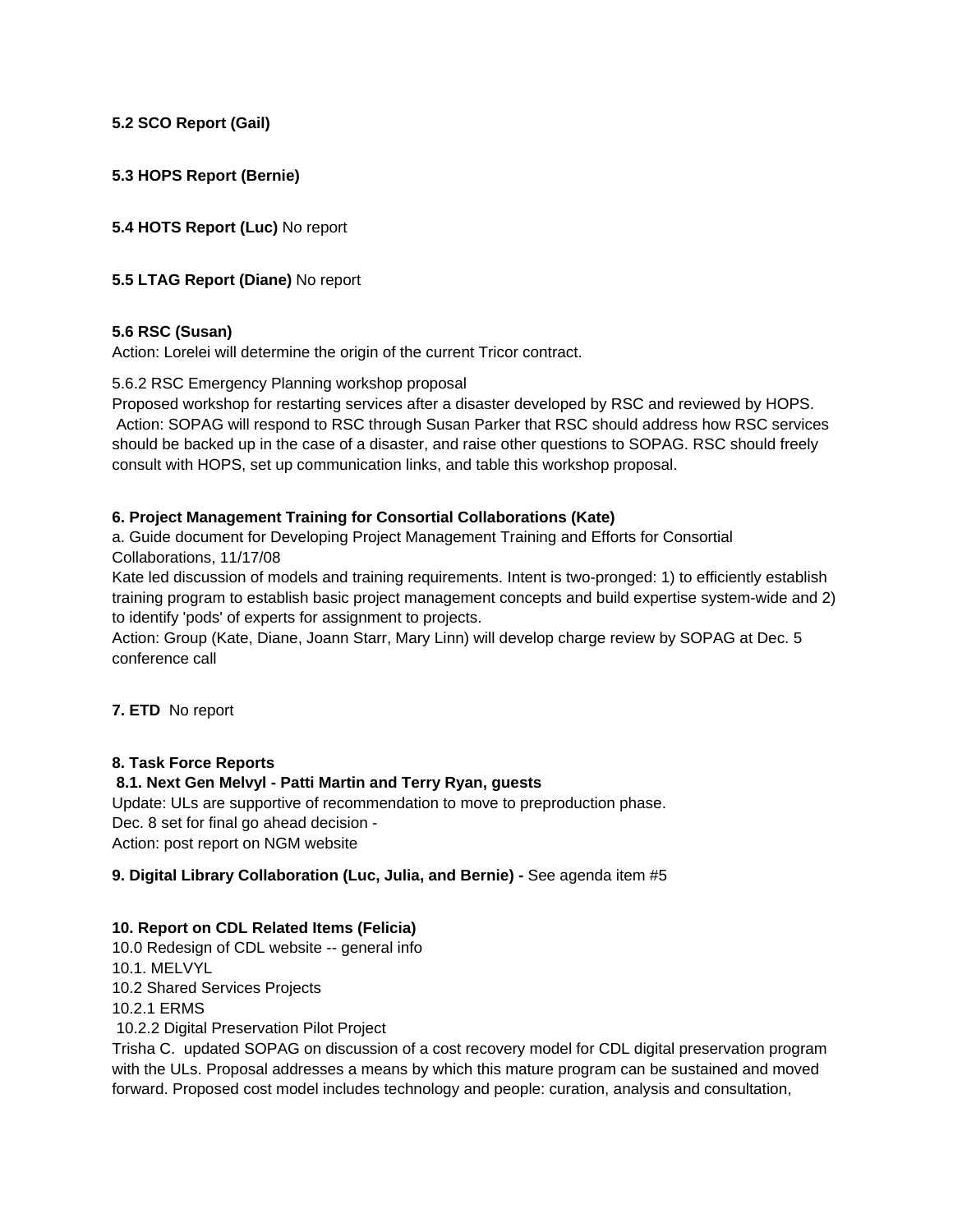**5.2 SCO Report (Gail)**

**5.3 HOPS Report (Bernie)**

**5.4 HOTS Report (Luc)** No report

**5.5 LTAG Report (Diane)** No report

**5.6 RSC (Susan)**

Action: Lorelei will determine the origin of the current Tricor contract.

5.6.2 RSC Emergency Planning workshop proposal

Proposed workshop for restarting services after a disaster developed by RSC and reviewed by HOPS. Action: SOPAG will respond to RSC through Susan Parker that RSC should address how RSC services should be backed up in the case of a disaster, and raise other questions to SOPAG. RSC should freely consult with HOPS, set up communication links, and table this workshop proposal.

**6. Project Management Training for Consortial Collaborations (Kate)**

a. Guide document for Developing Project Management Training and Efforts for Consortial Collaborations, 11/17/08

Kate led discussion of models and training requirements. Intent is two-pronged: 1) to efficiently establish training program to establish basic project management concepts and build expertise system-wide and 2) to identify 'pods' of experts for assignment to projects.

Action: Group (Kate, Diane, Joann Starr, Mary Linn) will develop charge review by SOPAG at Dec. 5 conference call

**7. ETD** No report

**8. Task Force Reports**

**8.1. Next Gen Melvyl - Patti Martin and Terry Ryan, guests**

Update: ULs are supportive of recommendation to move to preproduction phase.

Dec. 8 set for final go ahead decision -

Action: post report on NGM website

**9. Digital Library Collaboration (Luc, Julia, and Bernie) -** See agenda item #5

**10. Report on CDL Related Items (Felicia)**

10.0 Redesign of CDL website -- general info

10.1. MELVYL

10.2 Shared Services Projects

10.2.1 ERMS

10.2.2 Digital Preservation Pilot Project

Trisha C. updated SOPAG on discussion of a cost recovery model for CDL digital preservation program with the ULs. Proposal addresses a means by which this mature program can be sustained and moved forward. Proposed cost model includes technology and people: curation, analysis and consultation,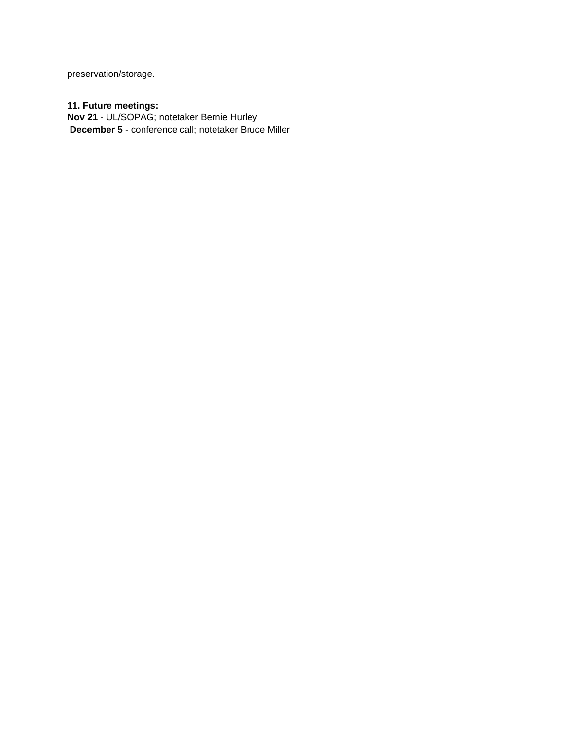preservation/storage.

**11. Future meetings:**

**Nov 21** - UL/SOPAG; notetaker Bernie Hurley

**December 5** - conference call; notetaker Bruce Miller